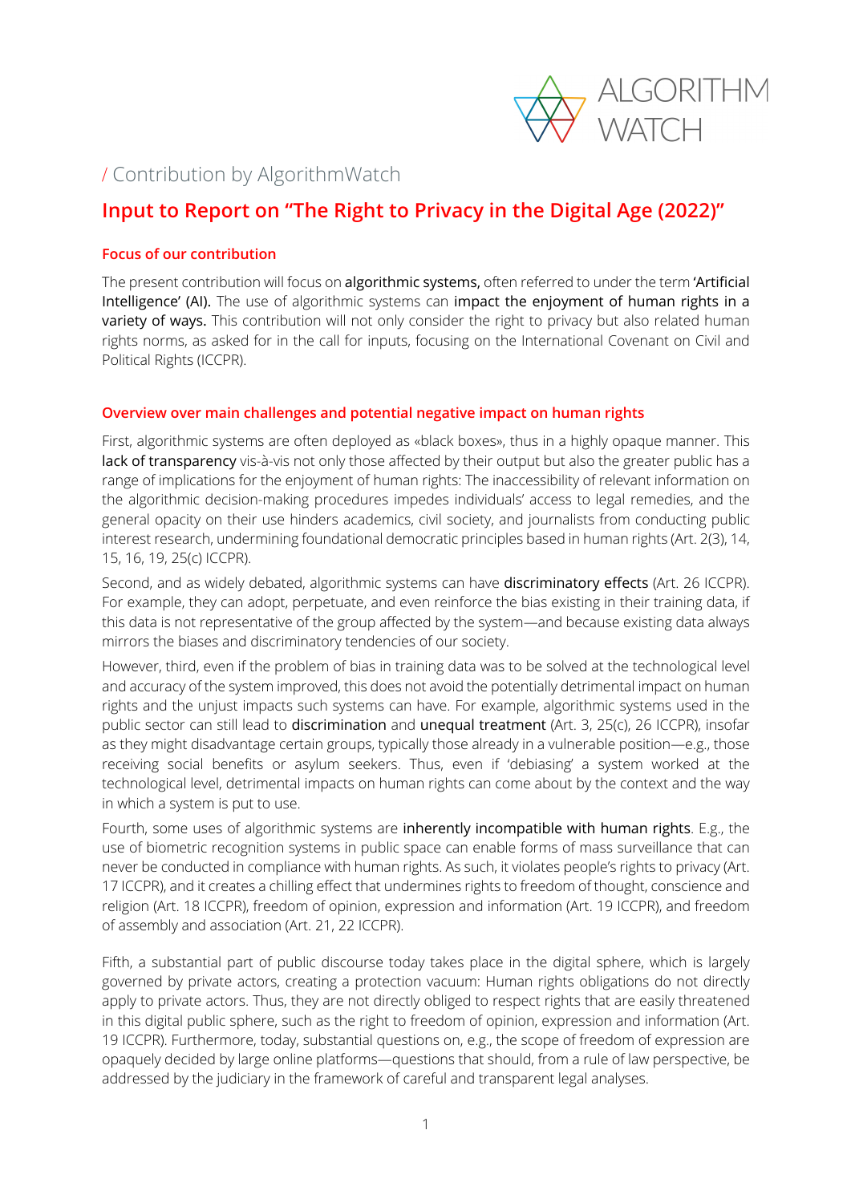ALGORITHM WATCH

/ Contribution by AlgorithmWatch

# Input to Report on "The Right to Privacy in the Digital Age (2022)"

## Focus of our contribution

The present contribution will focus on algorithmic systems, often referred to under the term 'Artificial Intelligence' (AI). The use of algorithmic systems can impact the enjoyment of human rights in a variety of ways. This contribution will not only consider the right to privacy but also related human rights norms, as asked for in the call for inputs, focusing on the International Covenant on Civil and Political Rights (ICCPR).

## Overview over main challenges and potential negative impact on human rights

First, algorithmic systems are often deployed as «black boxes», thus in a highly opaque manner. This lack of transparency vis-à-vis not only those affected by their output but also the greater public has a range of implications for the enjoyment of human rights: The inaccessibility of relevant information on the algorithmic decision-making procedures impedes individuals' access to legal remedies, and the general opacity on their use hinders academics, civil society, and journalists from conducting public interest research, undermining foundational democratic principles based in human rights (Art. 2(3), 14, 15, 16, 19, 25(c) ICCPR).

Second, and as widely debated, algorithmic systems can have discriminatory effects (Art. 26 ICCPR). For example, they can adopt, perpetuate, and even reinforce the bias existing in their training data, if this data is not representative of the group affected by the system—and because existing data always mirrors the biases and discriminatory tendencies of our society.

However, third, even if the problem of bias in training data was to be solved at the technological level and accuracy of the system improved, this does not avoid the potentially detrimental impact on human rights and the unjust impacts such systems can have. For example, algorithmic systems used in the public sector can still lead to discrimination and unequal treatment (Art. 3, 25(c), 26 ICCPR), insofar as they might disadvantage certain groups, typically those already in a vulnerable position—e.g., those receiving social benefits or asylum seekers. Thus, even if 'debiasing' a system worked at the technological level, detrimental impacts on human rights can come about by the context and the way in which a system is put to use.

Fourth, some uses of algorithmic systems are inherently incompatible with human rights. E.g., the use of biometric recognition systems in public space can enable forms of mass surveillance that can never be conducted in compliance with human rights. As such, it violates people's rights to privacy (Art. 17 ICCPR), and it creates a chilling effect that undermines rights to freedom of thought, conscience and religion (Art. 18 ICCPR), freedom of opinion, expression and information (Art. 19 ICCPR), and freedom of assembly and association (Art. 21, 22 ICCPR).

Fifth, a substantial part of public discourse today takes place in the digital sphere, which is largely governed by private actors, creating a protection vacuum: Human rights obligations do not directly apply to private actors. Thus, they are not directly obliged to respect rights that are easily threatened in this digital public sphere, such as the right to freedom of opinion, expression and information (Art. 19 ICCPR). Furthermore, today, substantial questions on, e.g., the scope of freedom of expression are opaquely decided by large online platforms—questions that should, from a rule of law perspective, be addressed by the judiciary in the framework of careful and transparent legal analyses.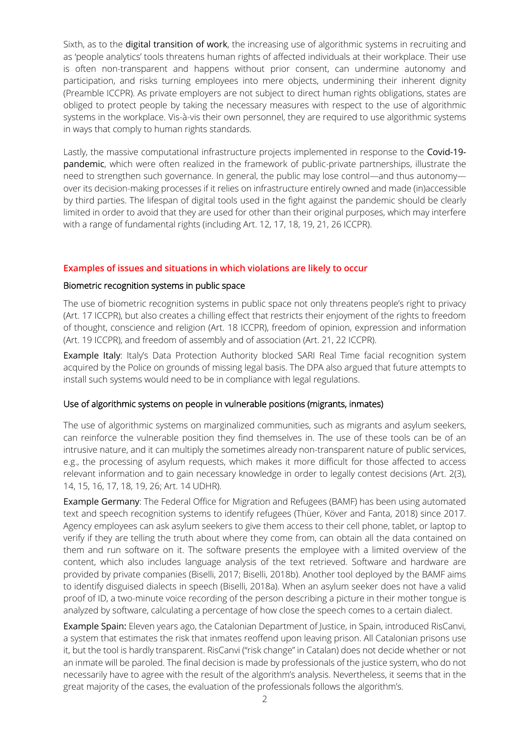Sixth, as to the **digital transition of work**, the increasing use of algorithmic systems in recruiting and as 'people analytics' tools threatens human rights of affected individuals at their workplace. Their use is often non-transparent and happens without prior consent, can undermine autonomy and participation, and risks turning employees into mere objects, undermining their inherent dignity (Preamble ICCPR). As private employers are not subject to direct human rights obligations, states are obliged to protect people by taking the necessary measures with respect to the use of algorithmic systems in the workplace. Vis-à-vis their own personnel, they are required to use algorithmic systems in ways that comply to human rights standards.

Lastly, the massive computational infrastructure projects implemented in response to the **Covid-19-pandemic**, which were often realized in the framework of public-private partnerships, illustrate the need to strengthen such governance. In general, the public may lose control—and thus autonomy—over its decision-making processes if it relies on infrastructure entirely owned and made (in)accessible by third parties. The lifespan of digital tools used in the fight against the pandemic should be clearly limited in order to avoid that they are used for other than their original purposes, which may interfere with a range of fundamental rights (including Art. 12, 17, 18, 19, 21, 26 ICCPR).

## Examples of issues and situations in which violations are likely to occur

### Biometric recognition systems in public space

The use of biometric recognition systems in public space not only threatens people's right to privacy (Art. 17 ICCPR), but also creates a chilling effect that restricts their enjoyment of the rights to freedom of thought, conscience and religion (Art. 18 ICCPR), freedom of opinion, expression and information (Art. 19 ICCPR), and freedom of assembly and of association (Art. 21, 22 ICCPR).

**Example Italy**: Italy's Data Protection Authority blocked SARI Real Time facial recognition system acquired by the Police on grounds of missing legal basis. The DPA also argued that future attempts to install such systems would need to be in compliance with legal regulations.

### Use of algorithmic systems on people in vulnerable positions (migrants, inmates)

The use of algorithmic systems on marginalized communities, such as migrants and asylum seekers, can reinforce the vulnerable position they find themselves in. The use of these tools can be of an intrusive nature, and it can multiply the sometimes already non-transparent nature of public services, e.g., the processing of asylum requests, which makes it more difficult for those affected to access relevant information and to gain necessary knowledge in order to legally contest decisions (Art. 2(3), 14, 15, 16, 17, 18, 19, 26; Art. 14 UDHR).

**Example Germany**: The Federal Office for Migration and Refugees (BAMF) has been using automated text and speech recognition systems to identify refugees (Thüer, Köver and Fanta, 2018) since 2017. Agency employees can ask asylum seekers to give them access to their cell phone, tablet, or laptop to verify if they are telling the truth about where they come from, can obtain all the data contained on them and run software on it. The software presents the employee with a limited overview of the content, which also includes language analysis of the text retrieved. Software and hardware are provided by private companies (Biselli, 2017; Biselli, 2018b). Another tool deployed by the BAMF aims to identify disguised dialects in speech (Biselli, 2018a). When an asylum seeker does not have a valid proof of ID, a two-minute voice recording of the person describing a picture in their mother tongue is analyzed by software, calculating a percentage of how close the speech comes to a certain dialect.

**Example Spain:** Eleven years ago, the Catalonian Department of Justice, in Spain, introduced RisCanvi, a system that estimates the risk that inmates reoffend upon leaving prison. All Catalonian prisons use it, but the tool is hardly transparent. RisCanvi ("risk change" in Catalan) does not decide whether or not an inmate will be paroled. The final decision is made by professionals of the justice system, who do not necessarily have to agree with the result of the algorithm's analysis. Nevertheless, it seems that in the great majority of the cases, the evaluation of the professionals follows the algorithm's.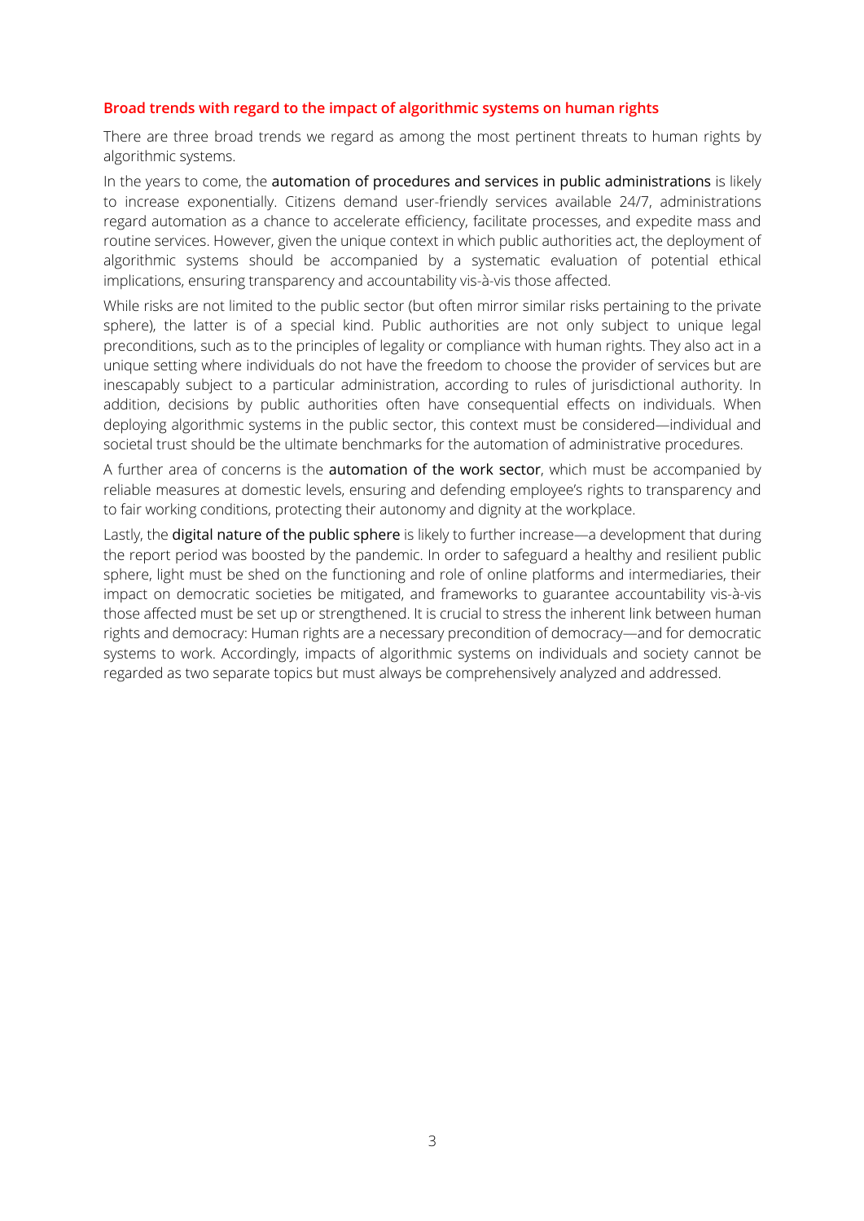## Broad trends with regard to the impact of algorithmic systems on human rights

There are three broad trends we regard as among the most pertinent threats to human rights by algorithmic systems.

In the years to come, the automation of procedures and services in public administrations is likely to increase exponentially. Citizens demand user-friendly services available 24/7, administrations regard automation as a chance to accelerate efficiency, facilitate processes, and expedite mass and routine services. However, given the unique context in which public authorities act, the deployment of algorithmic systems should be accompanied by a systematic evaluation of potential ethical implications, ensuring transparency and accountability vis-à-vis those affected.

While risks are not limited to the public sector (but often mirror similar risks pertaining to the private sphere), the latter is of a special kind. Public authorities are not only subject to unique legal preconditions, such as to the principles of legality or compliance with human rights. They also act in a unique setting where individuals do not have the freedom to choose the provider of services but are inescapably subject to a particular administration, according to rules of jurisdictional authority. In addition, decisions by public authorities often have consequential effects on individuals. When deploying algorithmic systems in the public sector, this context must be considered—individual and societal trust should be the ultimate benchmarks for the automation of administrative procedures.

A further area of concerns is the automation of the work sector, which must be accompanied by reliable measures at domestic levels, ensuring and defending employee's rights to transparency and to fair working conditions, protecting their autonomy and dignity at the workplace.

Lastly, the digital nature of the public sphere is likely to further increase—a development that during the report period was boosted by the pandemic. In order to safeguard a healthy and resilient public sphere, light must be shed on the functioning and role of online platforms and intermediaries, their impact on democratic societies be mitigated, and frameworks to guarantee accountability vis-à-vis those affected must be set up or strengthened. It is crucial to stress the inherent link between human rights and democracy: Human rights are a necessary precondition of democracy—and for democratic systems to work. Accordingly, impacts of algorithmic systems on individuals and society cannot be regarded as two separate topics but must always be comprehensively analyzed and addressed.